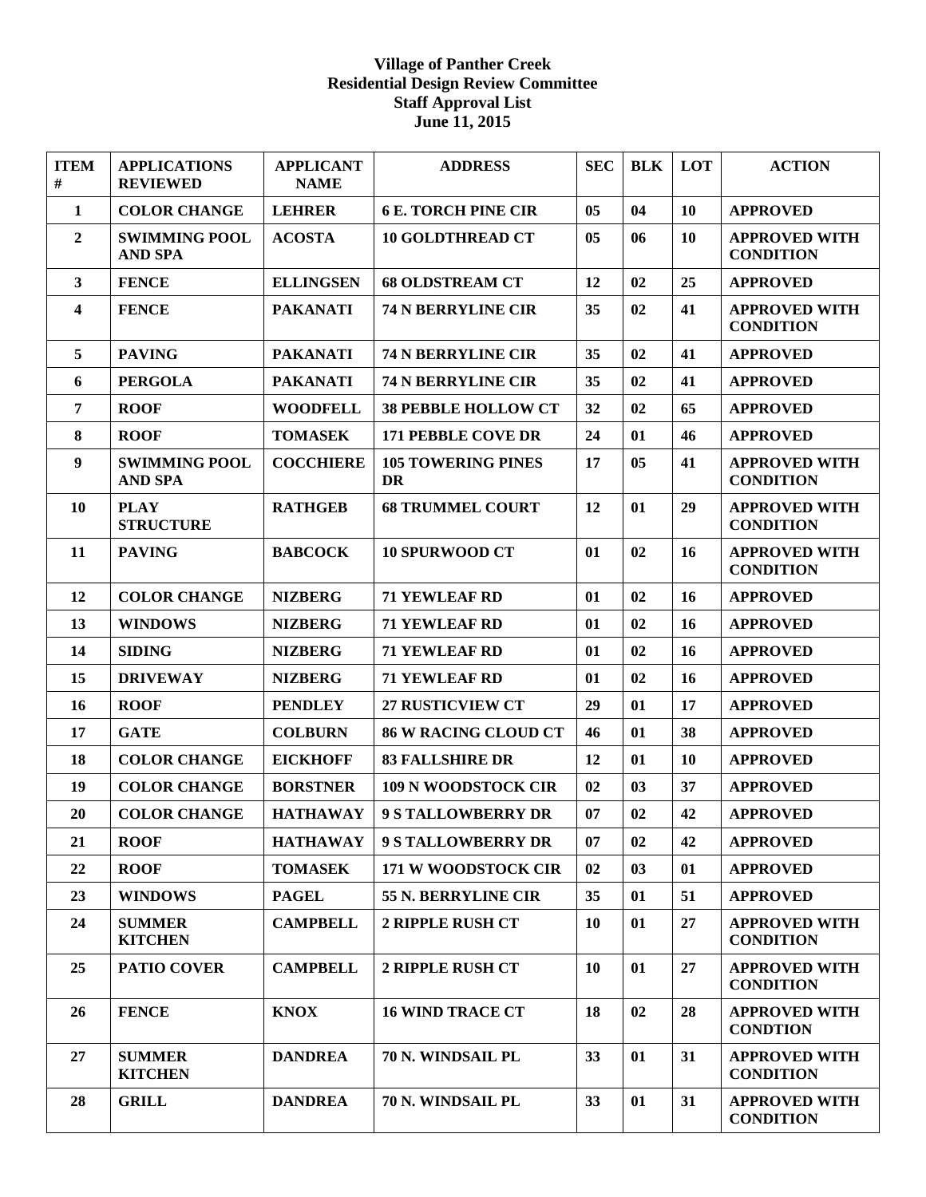**Village of Panther Creek**
**Residential Design Review Committee**
**Staff Approval List**
**June 11, 2015**

| ITEM # | APPLICATIONS REVIEWED | APPLICANT NAME | ADDRESS | SEC | BLK | LOT | ACTION |
|---|---|---|---|---|---|---|---|
| 1 | COLOR CHANGE | LEHRER | 6 E. TORCH PINE CIR | 05 | 04 | 10 | APPROVED |
| 2 | SWIMMING POOL AND SPA | ACOSTA | 10 GOLDTHREAD CT | 05 | 06 | 10 | APPROVED WITH CONDITION |
| 3 | FENCE | ELLINGSEN | 68 OLDSTREAM CT | 12 | 02 | 25 | APPROVED |
| 4 | FENCE | PAKANATI | 74 N BERRYLINE CIR | 35 | 02 | 41 | APPROVED WITH CONDITION |
| 5 | PAVING | PAKANATI | 74 N BERRYLINE CIR | 35 | 02 | 41 | APPROVED |
| 6 | PERGOLA | PAKANATI | 74 N BERRYLINE CIR | 35 | 02 | 41 | APPROVED |
| 7 | ROOF | WOODFELL | 38 PEBBLE HOLLOW CT | 32 | 02 | 65 | APPROVED |
| 8 | ROOF | TOMASEK | 171 PEBBLE COVE DR | 24 | 01 | 46 | APPROVED |
| 9 | SWIMMING POOL AND SPA | COCCHIERE | 105 TOWERING PINES DR | 17 | 05 | 41 | APPROVED WITH CONDITION |
| 10 | PLAY STRUCTURE | RATHGEB | 68 TRUMMEL COURT | 12 | 01 | 29 | APPROVED WITH CONDITION |
| 11 | PAVING | BABCOCK | 10 SPURWOOD CT | 01 | 02 | 16 | APPROVED WITH CONDITION |
| 12 | COLOR CHANGE | NIZBERG | 71 YEWLEAF RD | 01 | 02 | 16 | APPROVED |
| 13 | WINDOWS | NIZBERG | 71 YEWLEAF RD | 01 | 02 | 16 | APPROVED |
| 14 | SIDING | NIZBERG | 71 YEWLEAF RD | 01 | 02 | 16 | APPROVED |
| 15 | DRIVEWAY | NIZBERG | 71 YEWLEAF RD | 01 | 02 | 16 | APPROVED |
| 16 | ROOF | PENDLEY | 27 RUSTICVIEW CT | 29 | 01 | 17 | APPROVED |
| 17 | GATE | COLBURN | 86 W RACING CLOUD CT | 46 | 01 | 38 | APPROVED |
| 18 | COLOR CHANGE | EICKHOFF | 83 FALLSHIRE DR | 12 | 01 | 10 | APPROVED |
| 19 | COLOR CHANGE | BORSTNER | 109 N WOODSTOCK CIR | 02 | 03 | 37 | APPROVED |
| 20 | COLOR CHANGE | HATHAWAY | 9 S TALLOWBERRY DR | 07 | 02 | 42 | APPROVED |
| 21 | ROOF | HATHAWAY | 9 S TALLOWBERRY DR | 07 | 02 | 42 | APPROVED |
| 22 | ROOF | TOMASEK | 171 W WOODSTOCK CIR | 02 | 03 | 01 | APPROVED |
| 23 | WINDOWS | PAGEL | 55 N. BERRYLINE CIR | 35 | 01 | 51 | APPROVED |
| 24 | SUMMER KITCHEN | CAMPBELL | 2 RIPPLE RUSH CT | 10 | 01 | 27 | APPROVED WITH CONDITION |
| 25 | PATIO COVER | CAMPBELL | 2 RIPPLE RUSH CT | 10 | 01 | 27 | APPROVED WITH CONDITION |
| 26 | FENCE | KNOX | 16 WIND TRACE CT | 18 | 02 | 28 | APPROVED WITH CONDTION |
| 27 | SUMMER KITCHEN | DANDREA | 70 N. WINDSAIL PL | 33 | 01 | 31 | APPROVED WITH CONDITION |
| 28 | GRILL | DANDREA | 70 N. WINDSAIL PL | 33 | 01 | 31 | APPROVED WITH CONDITION |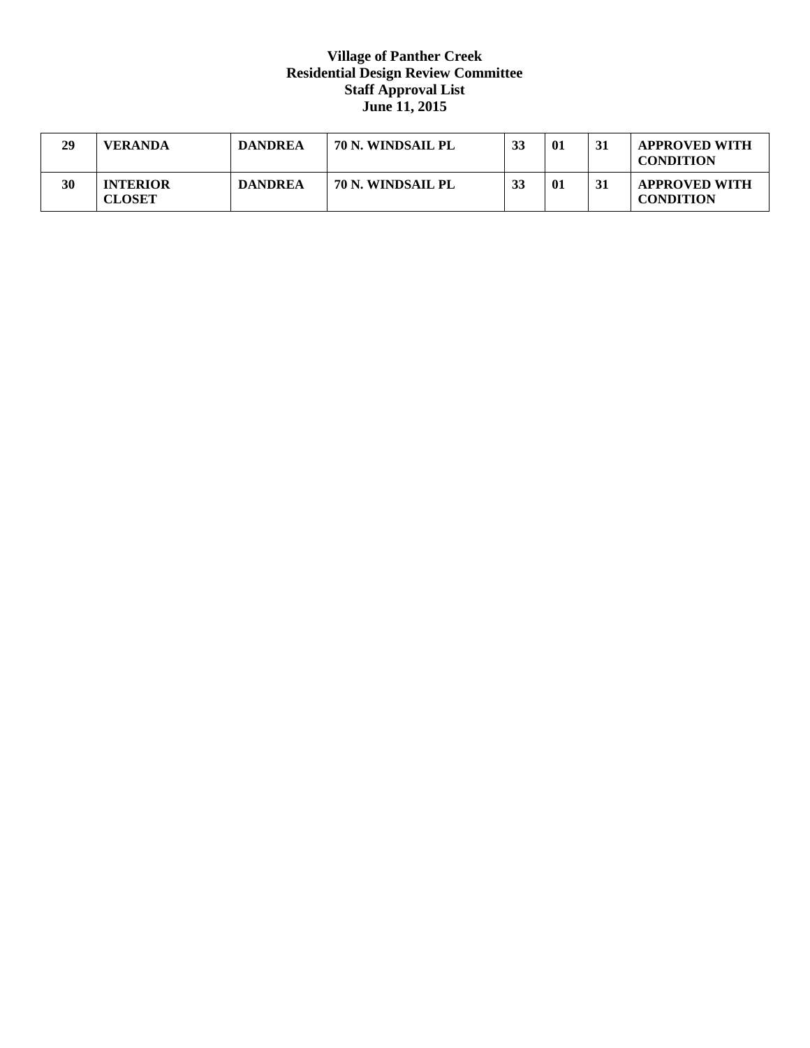**Village of Panther Creek**
**Residential Design Review Committee**
**Staff Approval List**
**June 11, 2015**

| | | | | | | | |
|---|---|---|---|---|---|---|---|
| 29 | VERANDA | DANDREA | 70 N. WINDSAIL PL | 33 | 01 | 31 | APPROVED WITH CONDITION |
| 30 | INTERIOR CLOSET | DANDREA | 70 N. WINDSAIL PL | 33 | 01 | 31 | APPROVED WITH CONDITION |